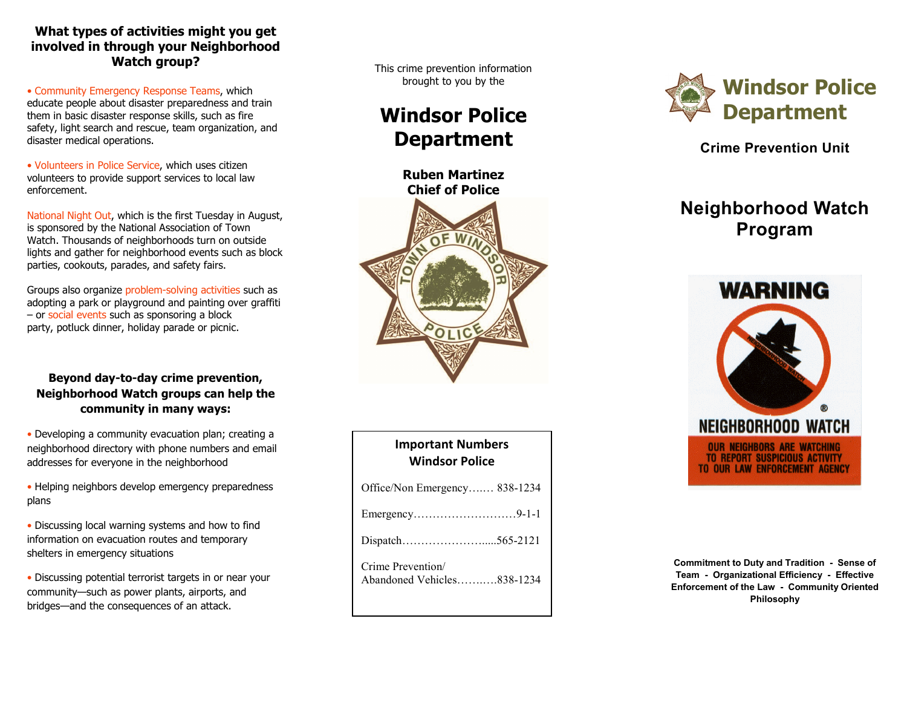### What types of activities might you get involved in through your Neighborhood Watch group?

- Community Emergency Response Teams, which educate people about disaster preparedness and train them in basic disaster response skills, such as fire safety, light search and rescue, team organization, and disaster medical operations.

- Volunteers in Police Service, which uses citizen volunteers to provide support services to local law enforcement.

National Night Out, which is the first Tuesday in August, is sponsored by the National Association of Town Watch. Thousands of neighborhoods turn on outside lights and gather for neighborhood events such as block parties, cookouts, parades, and safety fairs.

Groups also organize problem-solving activities such as adopting a park or playground and painting over graffiti – or social events such as sponsoring a block party, potluck dinner, holiday parade or picnic.

### Beyond day-to-day crime prevention, Neighborhood Watch groups can help the community in many ways:

- Developing a community evacuation plan; creating a neighborhood directory with phone numbers and email addresses for everyone in the neighborhood

- Helping neighbors develop emergency preparedness plans

- Discussing local warning systems and how to find information on evacuation routes and temporary shelters in emergency situations

- Discussing potential terrorist targets in or near your community—such as power plants, airports, and bridges—and the consequences of an attack.

This crime prevention information brought to you by the

## Windsor Police Department

**Ruben Martinez**
**Chief of Police**

TOWN OF WINDSOR POLICE

**Important Numbers**
**Windsor Police**

Office/Non Emergency……. 838-1234

Emergency………………………9-1-1

Dispatch…………………….....565-2121

Crime Prevention/
Abandoned Vehicles……..….838-1234

# Windsor Police Department

### Crime Prevention Unit

## Neighborhood Watch Program

WARNING

NEIGHBORHOOD WATCH

OUR NEIGHBORS ARE WATCHING TO REPORT SUSPICIOUS ACTIVITY TO OUR LAW ENFORCEMENT AGENCY

**Commitment to Duty and Tradition - Sense of Team - Organizational Efficiency - Effective Enforcement of the Law - Community Oriented Philosophy**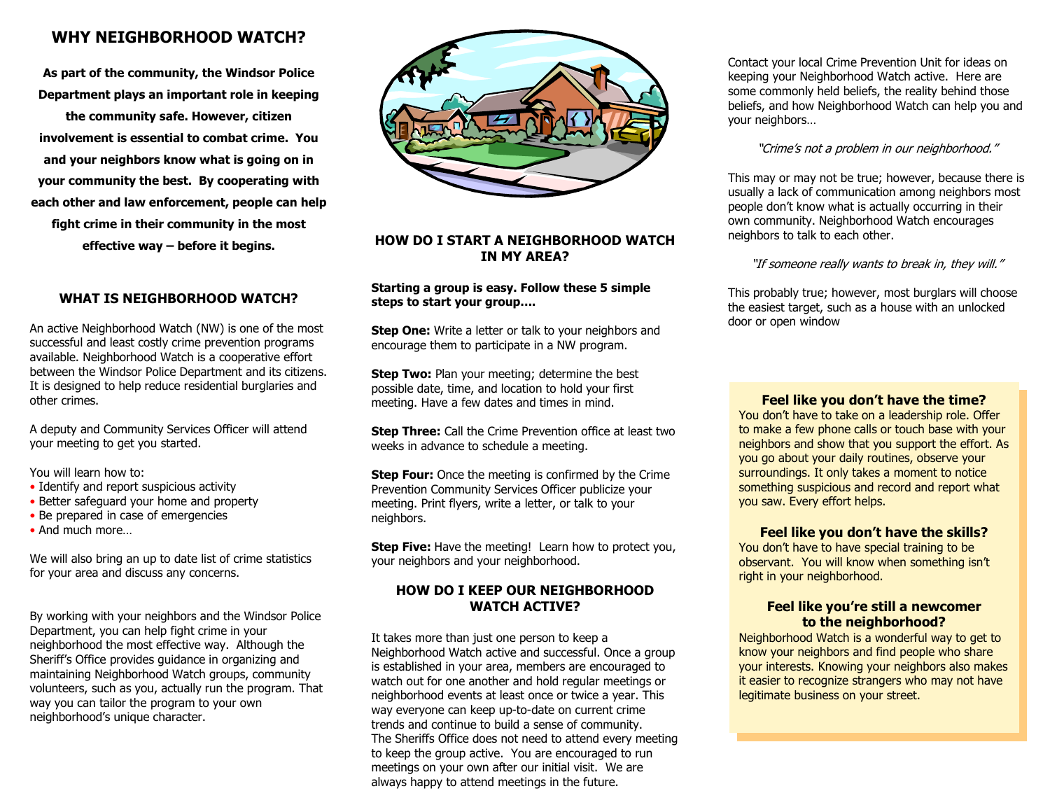# WHY NEIGHBORHOOD WATCH?

**As part of the community, the Windsor Police Department plays an important role in keeping the community safe. However, citizen involvement is essential to combat crime. You and your neighbors know what is going on in your community the best. By cooperating with each other and law enforcement, people can help fight crime in their community in the most effective way – before it begins.**

## WHAT IS NEIGHBORHOOD WATCH?

An active Neighborhood Watch (NW) is one of the most successful and least costly crime prevention programs available. Neighborhood Watch is a cooperative effort between the Windsor Police Department and its citizens. It is designed to help reduce residential burglaries and other crimes.

A deputy and Community Services Officer will attend your meeting to get you started.

You will learn how to:

- Identify and report suspicious activity
- Better safeguard your home and property
- Be prepared in case of emergencies
- And much more…

We will also bring an up to date list of crime statistics for your area and discuss any concerns.

By working with your neighbors and the Windsor Police Department, you can help fight crime in your neighborhood the most effective way. Although the Sheriff's Office provides guidance in organizing and maintaining Neighborhood Watch groups, community volunteers, such as you, actually run the program. That way you can tailor the program to your own neighborhood's unique character.

## HOW DO I START A NEIGHBORHOOD WATCH IN MY AREA?

**Starting a group is easy. Follow these 5 simple steps to start your group….**

**Step One:** Write a letter or talk to your neighbors and encourage them to participate in a NW program.

**Step Two:** Plan your meeting; determine the best possible date, time, and location to hold your first meeting. Have a few dates and times in mind.

**Step Three:** Call the Crime Prevention office at least two weeks in advance to schedule a meeting.

**Step Four:** Once the meeting is confirmed by the Crime Prevention Community Services Officer publicize your meeting. Print flyers, write a letter, or talk to your neighbors.

**Step Five:** Have the meeting! Learn how to protect you, your neighbors and your neighborhood.

## HOW DO I KEEP OUR NEIGHBORHOOD WATCH ACTIVE?

It takes more than just one person to keep a Neighborhood Watch active and successful. Once a group is established in your area, members are encouraged to watch out for one another and hold regular meetings or neighborhood events at least once or twice a year. This way everyone can keep up-to-date on current crime trends and continue to build a sense of community. The Sheriffs Office does not need to attend every meeting to keep the group active. You are encouraged to run meetings on your own after our initial visit. We are always happy to attend meetings in the future.

Contact your local Crime Prevention Unit for ideas on keeping your Neighborhood Watch active. Here are some commonly held beliefs, the reality behind those beliefs, and how Neighborhood Watch can help you and your neighbors…

*"Crime's not a problem in our neighborhood."*

This may or may not be true; however, because there is usually a lack of communication among neighbors most people don't know what is actually occurring in their own community. Neighborhood Watch encourages neighbors to talk to each other.

*"If someone really wants to break in, they will."*

This probably true; however, most burglars will choose the easiest target, such as a house with an unlocked door or open window

### Feel like you don't have the time?

You don't have to take on a leadership role. Offer to make a few phone calls or touch base with your neighbors and show that you support the effort. As you go about your daily routines, observe your surroundings. It only takes a moment to notice something suspicious and record and report what you saw. Every effort helps.

### Feel like you don't have the skills?

You don't have to have special training to be observant. You will know when something isn't right in your neighborhood.

### Feel like you're still a newcomer to the neighborhood?

Neighborhood Watch is a wonderful way to get to know your neighbors and find people who share your interests. Knowing your neighbors also makes it easier to recognize strangers who may not have legitimate business on your street.